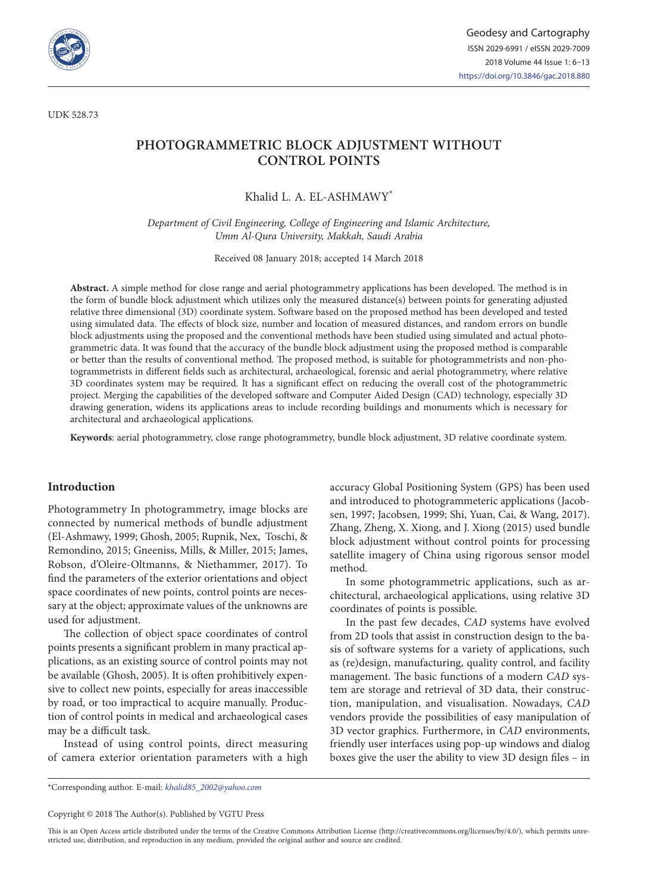UDK 528.73

# PHOTOGRAMMETRIC BLOCK ADJUSTMENT WITHOUT CONTROL POINTS

Khalid L. A. EL-ASHMAWY*

*Department of Civil Engineering, College of Engineering and Islamic Architecture, Umm Al-Qura University, Makkah, Saudi Arabia*

Received 08 January 2018; accepted 14 March 2018

**Abstract.** A simple method for close range and aerial photogrammetry applications has been developed. The method is in the form of bundle block adjustment which utilizes only the measured distance(s) between points for generating adjusted relative three dimensional (3D) coordinate system. Software based on the proposed method has been developed and tested using simulated data. The effects of block size, number and location of measured distances, and random errors on bundle block adjustments using the proposed and the conventional methods have been studied using simulated and actual photogrammetric data. It was found that the accuracy of the bundle block adjustment using the proposed method is comparable or better than the results of conventional method. The proposed method, is suitable for photogrammetrists and non-photogrammetrists in different fields such as architectural, archaeological, forensic and aerial photogrammetry, where relative 3D coordinates system may be required. It has a significant effect on reducing the overall cost of the photogrammetric project. Merging the capabilities of the developed software and Computer Aided Design (CAD) technology, especially 3D drawing generation, widens its applications areas to include recording buildings and monuments which is necessary for architectural and archaeological applications.

**Keywords**: aerial photogrammetry, close range photogrammetry, bundle block adjustment, 3D relative coordinate system.

## Introduction

Photogrammetry In photogrammetry, image blocks are connected by numerical methods of bundle adjustment (El-Ashmawy, 1999; Ghosh, 2005; Rupnik, Nex, Toschi, & Remondino, 2015; Gneeniss, Mills, & Miller, 2015; James, Robson, d'Oleire-Oltmanns, & Niethammer, 2017). To find the parameters of the exterior orientations and object space coordinates of new points, control points are necessary at the object; approximate values of the unknowns are used for adjustment.

The collection of object space coordinates of control points presents a significant problem in many practical applications, as an existing source of control points may not be available (Ghosh, 2005). It is often prohibitively expensive to collect new points, especially for areas inaccessible by road, or too impractical to acquire manually. Production of control points in medical and archaeological cases may be a difficult task.

Instead of using control points, direct measuring of camera exterior orientation parameters with a high accuracy Global Positioning System (GPS) has been used and introduced to photogrammeteric applications (Jacobsen, 1997; Jacobsen, 1999; Shi, Yuan, Cai, & Wang, 2017). Zhang, Zheng, X. Xiong, and J. Xiong (2015) used bundle block adjustment without control points for processing satellite imagery of China using rigorous sensor model method.

In some photogrammetric applications, such as architectural, archaeological applications, using relative 3D coordinates of points is possible.

In the past few decades, *CAD* systems have evolved from 2D tools that assist in construction design to the basis of software systems for a variety of applications, such as (re)design, manufacturing, quality control, and facility management. The basic functions of a modern *CAD* system are storage and retrieval of 3D data, their construction, manipulation, and visualisation. Nowadays, *CAD* vendors provide the possibilities of easy manipulation of 3D vector graphics. Furthermore, in *CAD* environments, friendly user interfaces using pop-up windows and dialog boxes give the user the ability to view 3D design files – in

*Corresponding author. E-mail: *khalid85_2002@yahoo.com*

Copyright © 2018 The Author(s). Published by VGTU Press

This is an Open Access article distributed under the terms of the Creative Commons Attribution License (http://creativecommons.org/licenses/by/4.0/), which permits unrestricted use, distribution, and reproduction in any medium, provided the original author and source are credited.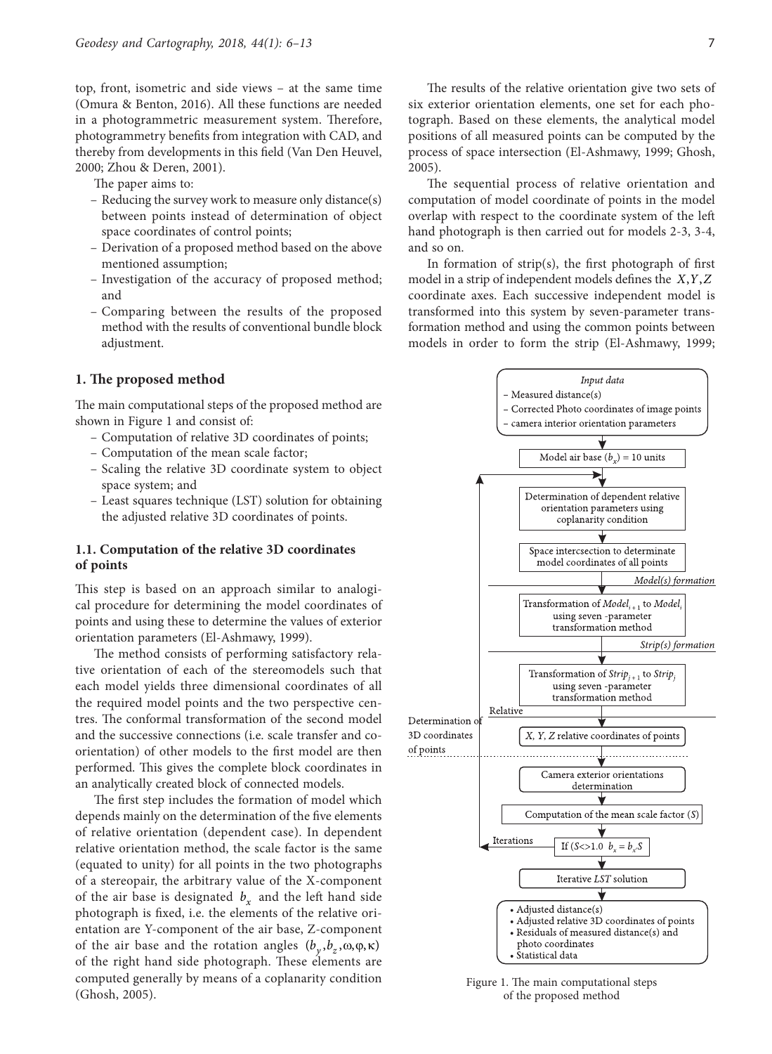top, front, isometric and side views – at the same time (Omura & Benton, 2016). All these functions are needed in a photogrammetric measurement system. Therefore, photogrammetry benefits from integration with CAD, and thereby from developments in this field (Van Den Heuvel, 2000; Zhou & Deren, 2001).

The paper aims to:

- Reducing the survey work to measure only distance(s) between points instead of determination of object space coordinates of control points;
- Derivation of a proposed method based on the above mentioned assumption;
- Investigation of the accuracy of proposed method; and
- Comparing between the results of the proposed method with the results of conventional bundle block adjustment.

## 1. The proposed method

The main computational steps of the proposed method are shown in Figure 1 and consist of:

- Computation of relative 3D coordinates of points;
- Computation of the mean scale factor;
- Scaling the relative 3D coordinate system to object space system; and
- Least squares technique (LST) solution for obtaining the adjusted relative 3D coordinates of points.

### 1.1. Computation of the relative 3D coordinates of points

This step is based on an approach similar to analogical procedure for determining the model coordinates of points and using these to determine the values of exterior orientation parameters (El-Ashmawy, 1999).

The method consists of performing satisfactory relative orientation of each of the stereomodels such that each model yields three dimensional coordinates of all the required model points and the two perspective centres. The conformal transformation of the second model and the successive connections (i.e. scale transfer and co-orientation) of other models to the first model are then performed. This gives the complete block coordinates in an analytically created block of connected models.

The first step includes the formation of model which depends mainly on the determination of the five elements of relative orientation (dependent case). In dependent relative orientation method, the scale factor is the same (equated to unity) for all points in the two photographs of a stereopair, the arbitrary value of the X-component of the air base is designated $b_x$ and the left hand side photograph is fixed, i.e. the elements of the relative orientation are Y-component of the air base, Z-component of the air base and the rotation angles $(b_y, b_z, \omega, \varphi, \kappa)$ of the right hand side photograph. These elements are computed generally by means of a coplanarity condition (Ghosh, 2005).

The results of the relative orientation give two sets of six exterior orientation elements, one set for each photograph. Based on these elements, the analytical model positions of all measured points can be computed by the process of space intersection (El-Ashmawy, 1999; Ghosh, 2005).

The sequential process of relative orientation and computation of model coordinate of points in the model overlap with respect to the coordinate system of the left hand photograph is then carried out for models 2-3, 3-4, and so on.

In formation of strip(s), the first photograph of first model in a strip of independent models defines the $X, Y, Z$ coordinate axes. Each successive independent model is transformed into this system by seven-parameter transformation method and using the common points between models in order to form the strip (El-Ashmawy, 1999;

Figure 1. The main computational steps of the proposed method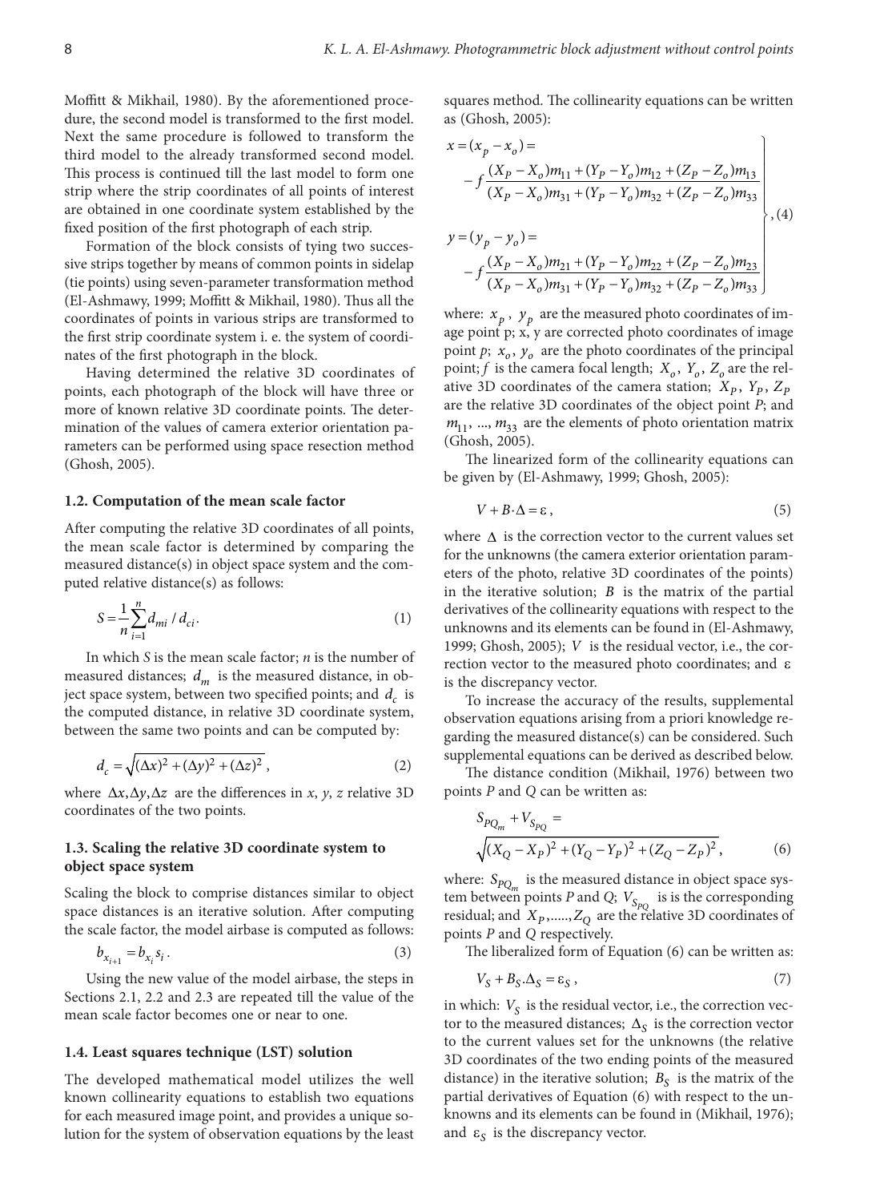Moffitt & Mikhail, 1980). By the aforementioned procedure, the second model is transformed to the first model. Next the same procedure is followed to transform the third model to the already transformed second model. This process is continued till the last model to form one strip where the strip coordinates of all points of interest are obtained in one coordinate system established by the fixed position of the first photograph of each strip.

Formation of the block consists of tying two successive strips together by means of common points in sidelap (tie points) using seven-parameter transformation method (El-Ashmawy, 1999; Moffitt & Mikhail, 1980). Thus all the coordinates of points in various strips are transformed to the first strip coordinate system i. e. the system of coordinates of the first photograph in the block.

Having determined the relative 3D coordinates of points, each photograph of the block will have three or more of known relative 3D coordinate points. The determination of the values of camera exterior orientation parameters can be performed using space resection method (Ghosh, 2005).

### 1.2. Computation of the mean scale factor

After computing the relative 3D coordinates of all points, the mean scale factor is determined by comparing the measured distance(s) in object space system and the computed relative distance(s) as follows:

$$S = \frac{1}{n}\sum_{i=1}^{n} d_{mi} / d_{ci}. \tag{1}$$

In which $S$ is the mean scale factor; $n$ is the number of measured distances; $d_m$ is the measured distance, in object space system, between two specified points; and $d_c$ is the computed distance, in relative 3D coordinate system, between the same two points and can be computed by:

$$d_c = \sqrt{(\Delta x)^2 + (\Delta y)^2 + (\Delta z)^2}\,, \tag{2}$$

where $\Delta x, \Delta y, \Delta z$ are the differences in $x$, $y$, $z$ relative 3D coordinates of the two points.

### 1.3. Scaling the relative 3D coordinate system to object space system

Scaling the block to comprise distances similar to object space distances is an iterative solution. After computing the scale factor, the model airbase is computed as follows:

$$b_{x_{i+1}} = b_{x_i} s_i\,. \tag{3}$$

Using the new value of the model airbase, the steps in Sections 2.1, 2.2 and 2.3 are repeated till the value of the mean scale factor becomes one or near to one.

### 1.4. Least squares technique (LST) solution

The developed mathematical model utilizes the well known collinearity equations to establish two equations for each measured image point, and provides a unique solution for the system of observation equations by the least squares method. The collinearity equations can be written as (Ghosh, 2005):

$$\left.\begin{aligned} x = (x_p - x_o) &= \\ -f\,&\frac{(X_P - X_o)m_{11} + (Y_P - Y_o)m_{12} + (Z_P - Z_o)m_{13}}{(X_P - X_o)m_{31} + (Y_P - Y_o)m_{32} + (Z_P - Z_o)m_{33}} \\ y = (y_p - y_o) &= \\ -f\,&\frac{(X_P - X_o)m_{21} + (Y_P - Y_o)m_{22} + (Z_P - Z_o)m_{23}}{(X_P - X_o)m_{31} + (Y_P - Y_o)m_{32} + (Z_P - Z_o)m_{33}} \end{aligned}\right\}, \tag{4}$$

where: $x_p$, $y_p$ are the measured photo coordinates of image point p; x, y are corrected photo coordinates of image point $p$; $x_o$, $y_o$ are the photo coordinates of the principal point; $f$ is the camera focal length; $X_o$, $Y_o$, $Z_o$ are the relative 3D coordinates of the camera station; $X_P$, $Y_P$, $Z_P$ are the relative 3D coordinates of the object point $P$; and $m_{11}$, ..., $m_{33}$ are the elements of photo orientation matrix (Ghosh, 2005).

The linearized form of the collinearity equations can be given by (El-Ashmawy, 1999; Ghosh, 2005):

$$V + B\cdot\Delta = \varepsilon\,, \tag{5}$$

where $\Delta$ is the correction vector to the current values set for the unknowns (the camera exterior orientation parameters of the photo, relative 3D coordinates of the points) in the iterative solution; $B$ is the matrix of the partial derivatives of the collinearity equations with respect to the unknowns and its elements can be found in (El-Ashmawy, 1999; Ghosh, 2005); $V$ is the residual vector, i.e., the correction vector to the measured photo coordinates; and $\varepsilon$ is the discrepancy vector.

To increase the accuracy of the results, supplemental observation equations arising from a priori knowledge regarding the measured distance(s) can be considered. Such supplemental equations can be derived as described below.

The distance condition (Mikhail, 1976) between two points $P$ and $Q$ can be written as:

$$S_{PQ_m} + V_{S_{PQ}} = \sqrt{(X_Q - X_P)^2 + (Y_Q - Y_P)^2 + (Z_Q - Z_P)^2}\,, \tag{6}$$

where: $S_{PQ_m}$ is the measured distance in object space system between points $P$ and $Q$; $V_{S_{PQ}}$ is is the corresponding residual; and $X_P$,.....,$Z_Q$ are the relative 3D coordinates of points $P$ and $Q$ respectively.

The liberalized form of Equation (6) can be written as:

$$V_S + B_S.\Delta_S = \varepsilon_S\,, \tag{7}$$

in which: $V_S$ is the residual vector, i.e., the correction vector to the measured distances; $\Delta_S$ is the correction vector to the current values set for the unknowns (the relative 3D coordinates of the two ending points of the measured distance) in the iterative solution; $B_S$ is the matrix of the partial derivatives of Equation (6) with respect to the unknowns and its elements can be found in (Mikhail, 1976); and $\varepsilon_S$ is the discrepancy vector.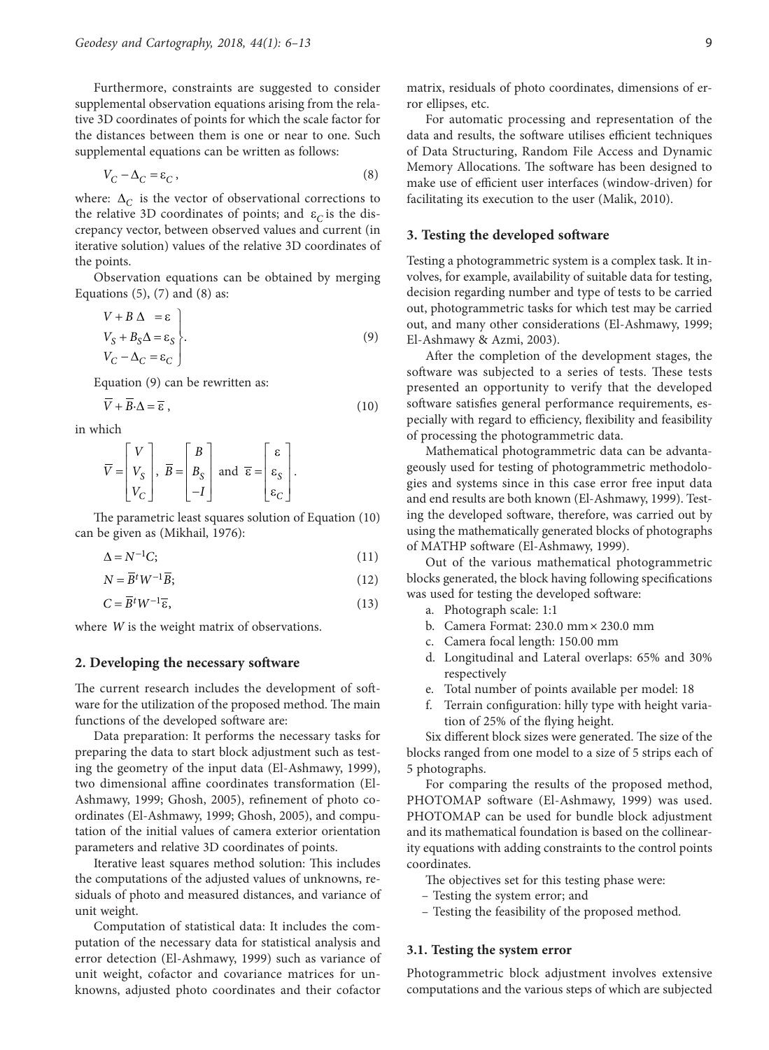Furthermore, constraints are suggested to consider supplemental observation equations arising from the relative 3D coordinates of points for which the scale factor for the distances between them is one or near to one. Such supplemental equations can be written as follows:

$$V_C - \Delta_C = \varepsilon_C, \tag{8}$$

where: $\Delta_C$ is the vector of observational corrections to the relative 3D coordinates of points; and $\varepsilon_C$ is the discrepancy vector, between observed values and current (in iterative solution) values of the relative 3D coordinates of the points.

Observation equations can be obtained by merging Equations (5), (7) and (8) as:

$$\left.\begin{aligned} V + B\,\Delta &= \varepsilon \\ V_S + B_S \Delta &= \varepsilon_S \\ V_C - \Delta_C &= \varepsilon_C \end{aligned}\right\}. \tag{9}$$

Equation (9) can be rewritten as:

$$\overline{V} + \overline{B} \cdot \Delta = \overline{\varepsilon}, \tag{10}$$

in which

$$\overline{V} = \begin{bmatrix} V \\ V_S \\ V_C \end{bmatrix}, \; \overline{B} = \begin{bmatrix} B \\ B_S \\ -I \end{bmatrix} \text{ and } \overline{\varepsilon} = \begin{bmatrix} \varepsilon \\ \varepsilon_S \\ \varepsilon_C \end{bmatrix}.$$

The parametric least squares solution of Equation (10) can be given as (Mikhail, 1976):

$$\Delta = N^{-1} C; \tag{11}$$

$$N = \overline{B}^t W^{-1} \overline{B}; \tag{12}$$

$$C = \overline{B}^t W^{-1} \overline{\varepsilon}, \tag{13}$$

where $W$ is the weight matrix of observations.

## 2. Developing the necessary software

The current research includes the development of software for the utilization of the proposed method. The main functions of the developed software are:

Data preparation: It performs the necessary tasks for preparing the data to start block adjustment such as testing the geometry of the input data (El-Ashmawy, 1999), two dimensional affine coordinates transformation (El-Ashmawy, 1999; Ghosh, 2005), refinement of photo coordinates (El-Ashmawy, 1999; Ghosh, 2005), and computation of the initial values of camera exterior orientation parameters and relative 3D coordinates of points.

Iterative least squares method solution: This includes the computations of the adjusted values of unknowns, residuals of photo and measured distances, and variance of unit weight.

Computation of statistical data: It includes the computation of the necessary data for statistical analysis and error detection (El-Ashmawy, 1999) such as variance of unit weight, cofactor and covariance matrices for unknowns, adjusted photo coordinates and their cofactor matrix, residuals of photo coordinates, dimensions of error ellipses, etc.

For automatic processing and representation of the data and results, the software utilises efficient techniques of Data Structuring, Random File Access and Dynamic Memory Allocations. The software has been designed to make use of efficient user interfaces (window-driven) for facilitating its execution to the user (Malik, 2010).

## 3. Testing the developed software

Testing a photogrammetric system is a complex task. It involves, for example, availability of suitable data for testing, decision regarding number and type of tests to be carried out, photogrammetric tasks for which test may be carried out, and many other considerations (El-Ashmawy, 1999; El-Ashmawy & Azmi, 2003).

After the completion of the development stages, the software was subjected to a series of tests. These tests presented an opportunity to verify that the developed software satisfies general performance requirements, especially with regard to efficiency, flexibility and feasibility of processing the photogrammetric data.

Mathematical photogrammetric data can be advantageously used for testing of photogrammetric methodologies and systems since in this case error free input data and end results are both known (El-Ashmawy, 1999). Testing the developed software, therefore, was carried out by using the mathematically generated blocks of photographs of MATHP software (El-Ashmawy, 1999).

Out of the various mathematical photogrammetric blocks generated, the block having following specifications was used for testing the developed software:

a. Photograph scale: 1:1
b. Camera Format: 230.0 mm × 230.0 mm
c. Camera focal length: 150.00 mm
d. Longitudinal and Lateral overlaps: 65% and 30% respectively
e. Total number of points available per model: 18
f. Terrain configuration: hilly type with height variation of 25% of the flying height.

Six different block sizes were generated. The size of the blocks ranged from one model to a size of 5 strips each of 5 photographs.

For comparing the results of the proposed method, PHOTOMAP software (El-Ashmawy, 1999) was used. PHOTOMAP can be used for bundle block adjustment and its mathematical foundation is based on the collinearity equations with adding constraints to the control points coordinates.

The objectives set for this testing phase were:

- Testing the system error; and
- Testing the feasibility of the proposed method.

### 3.1. Testing the system error

Photogrammetric block adjustment involves extensive computations and the various steps of which are subjected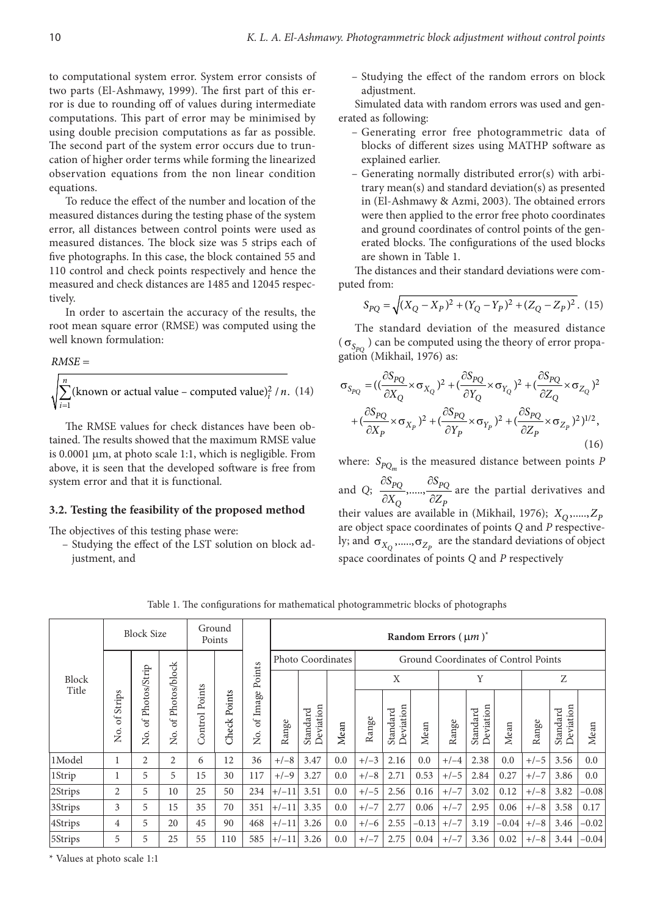to computational system error. System error consists of two parts (El-Ashmawy, 1999). The first part of this error is due to rounding off of values during intermediate computations. This part of error may be minimised by using double precision computations as far as possible. The second part of the system error occurs due to truncation of higher order terms while forming the linearized observation equations from the non linear condition equations.

To reduce the effect of the number and location of the measured distances during the testing phase of the system error, all distances between control points were used as measured distances. The block size was 5 strips each of five photographs. In this case, the block contained 55 and 110 control and check points respectively and hence the measured and check distances are 1485 and 12045 respectively.

In order to ascertain the accuracy of the results, the root mean square error (RMSE) was computed using the well known formulation:

$$RMSE = \sqrt{\sum_{i=1}^{n} (\text{known or actual value} - \text{computed value})_i^2 / n}. \quad (14)$$

The RMSE values for check distances have been obtained. The results showed that the maximum RMSE value is 0.0001 μm, at photo scale 1:1, which is negligible. From above, it is seen that the developed software is free from system error and that it is functional.

### 3.2. Testing the feasibility of the proposed method

The objectives of this testing phase were:

- Studying the effect of the LST solution on block adjustment, and
- Studying the effect of the random errors on block adjustment.

Simulated data with random errors was used and generated as following:

- Generating error free photogrammetric data of blocks of different sizes using MATHP software as explained earlier.
- Generating normally distributed error(s) with arbitrary mean(s) and standard deviation(s) as presented in (El-Ashmawy & Azmi, 2003). The obtained errors were then applied to the error free photo coordinates and ground coordinates of control points of the generated blocks. The configurations of the used blocks are shown in Table 1.

The distances and their standard deviations were computed from:

$$S_{PQ} = \sqrt{(X_Q - X_P)^2 + (Y_Q - Y_P)^2 + (Z_Q - Z_P)^2}. \quad (15)$$

The standard deviation of the measured distance ($\sigma_{S_{PQ}}$) can be computed using the theory of error propagation (Mikhail, 1976) as:

$$\sigma_{S_{PQ}} = \Big( (\frac{\partial S_{PQ}}{\partial X_Q} \times \sigma_{X_Q})^2 + (\frac{\partial S_{PQ}}{\partial Y_Q} \times \sigma_{Y_Q})^2 + (\frac{\partial S_{PQ}}{\partial Z_Q} \times \sigma_{Z_Q})^2 + (\frac{\partial S_{PQ}}{\partial X_P} \times \sigma_{X_P})^2 + (\frac{\partial S_{PQ}}{\partial Y_P} \times \sigma_{Y_P})^2 + (\frac{\partial S_{PQ}}{\partial Z_P} \times \sigma_{Z_P})^2 \Big)^{1/2}, \quad (16)$$

where: $S_{PQ_m}$ is the measured distance between points $P$ and $Q$; $\frac{\partial S_{PQ}}{\partial X_Q}, \ldots, \frac{\partial S_{PQ}}{\partial Z_P}$ are the partial derivatives and their values are available in (Mikhail, 1976); $X_Q, \ldots, Z_P$ are object space coordinates of points $Q$ and $P$ respectively; and $\sigma_{X_Q}, \ldots, \sigma_{Z_P}$ are the standard deviations of object space coordinates of points $Q$ and $P$ respectively

Table 1. The configurations for mathematical photogrammetric blocks of photographs

| Block Title | Block Size | | | Ground Points | | No. of Image Points | Random Errors ($\mu m$)* | | | | | | | | | | | |
|---|---|---|---|---|---|---|---|---|---|---|---|---|---|---|---|---|---|---|
| | | | | | | | Photo Coordinates | | | Ground Coordinates of Control Points | | | | | | | | |
| | | | | | | | | | | X | | | Y | | | Z | | |
| | No. of Strips | No. of Photos/Strip | No. of Photos/block | Control Points | Check Points | | Range | Standard Deviation | Mean | Range | Standard Deviation | Mean | Range | Standard Deviation | Mean | Range | Standard Deviation | Mean |
| 1Model | 1 | 2 | 2 | 6 | 12 | 36 | +/−8 | 3.47 | 0.0 | +/−3 | 2.16 | 0.0 | +/−4 | 2.38 | 0.0 | +/−5 | 3.56 | 0.0 |
| 1Strip | 1 | 5 | 5 | 15 | 30 | 117 | +/−9 | 3.27 | 0.0 | +/−8 | 2.71 | 0.53 | +/−5 | 2.84 | 0.27 | +/−7 | 3.86 | 0.0 |
| 2Strips | 2 | 5 | 10 | 25 | 50 | 234 | +/−11 | 3.51 | 0.0 | +/−5 | 2.56 | 0.16 | +/−7 | 3.02 | 0.12 | +/−8 | 3.82 | −0.08 |
| 3Strips | 3 | 5 | 15 | 35 | 70 | 351 | +/−11 | 3.35 | 0.0 | +/−7 | 2.77 | 0.06 | +/−7 | 2.95 | 0.06 | +/−8 | 3.58 | 0.17 |
| 4Strips | 4 | 5 | 20 | 45 | 90 | 468 | +/−11 | 3.26 | 0.0 | +/−6 | 2.55 | −0.13 | +/−7 | 3.19 | −0.04 | +/−8 | 3.46 | −0.02 |
| 5Strips | 5 | 5 | 25 | 55 | 110 | 585 | +/−11 | 3.26 | 0.0 | +/−7 | 2.75 | 0.04 | +/−7 | 3.36 | 0.02 | +/−8 | 3.44 | −0.04 |

\* Values at photo scale 1:1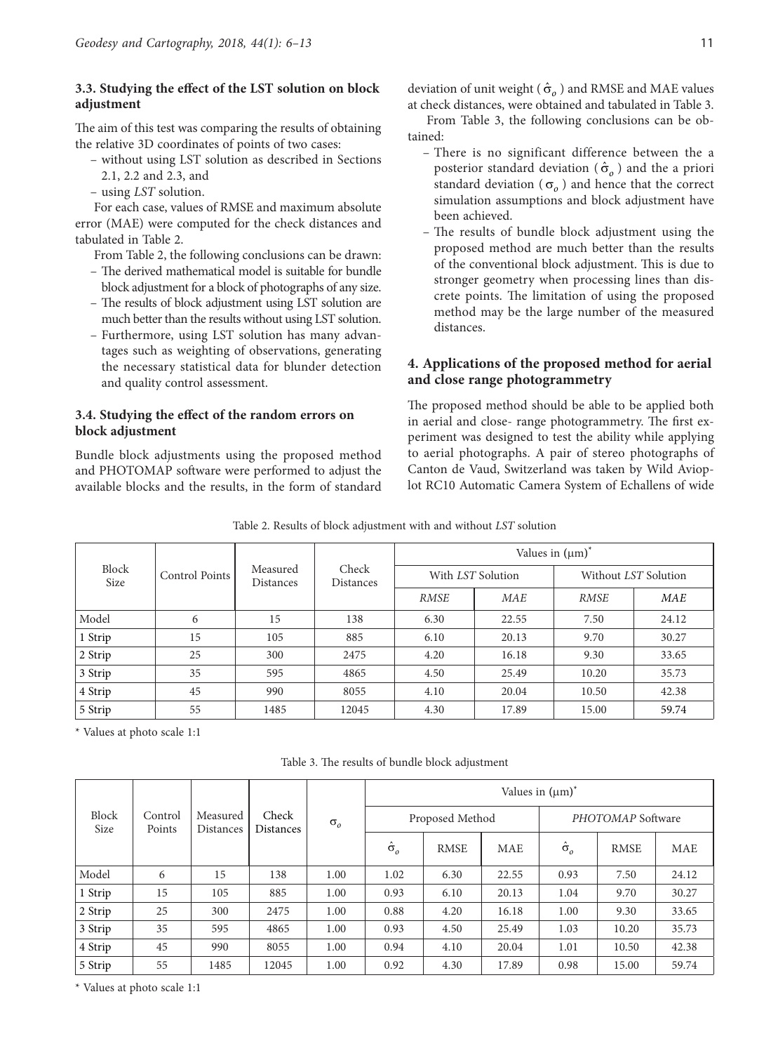### 3.3. Studying the effect of the LST solution on block adjustment

The aim of this test was comparing the results of obtaining the relative 3D coordinates of points of two cases:

- without using LST solution as described in Sections 2.1, 2.2 and 2.3, and
- using *LST* solution.

For each case, values of RMSE and maximum absolute error (MAE) were computed for the check distances and tabulated in Table 2.

From Table 2, the following conclusions can be drawn:

- The derived mathematical model is suitable for bundle block adjustment for a block of photographs of any size.
- The results of block adjustment using LST solution are much better than the results without using LST solution.
- Furthermore, using LST solution has many advantages such as weighting of observations, generating the necessary statistical data for blunder detection and quality control assessment.

### 3.4. Studying the effect of the random errors on block adjustment

Bundle block adjustments using the proposed method and PHOTOMAP software were performed to adjust the available blocks and the results, in the form of standard deviation of unit weight ($\hat{\sigma}_o$) and RMSE and MAE values at check distances, were obtained and tabulated in Table 3.

From Table 3, the following conclusions can be obtained:

- There is no significant difference between the a posterior standard deviation ($\hat{\sigma}_o$) and the a priori standard deviation ($\sigma_o$) and hence that the correct simulation assumptions and block adjustment have been achieved.
- The results of bundle block adjustment using the proposed method are much better than the results of the conventional block adjustment. This is due to stronger geometry when processing lines than discrete points. The limitation of using the proposed method may be the large number of the measured distances.

## 4. Applications of the proposed method for aerial and close range photogrammetry

The proposed method should be able to be applied both in aerial and close- range photogrammetry. The first experiment was designed to test the ability while applying to aerial photographs. A pair of stereo photographs of Canton de Vaud, Switzerland was taken by Wild Avioplot RC10 Automatic Camera System of Echallens of wide

Table 2. Results of block adjustment with and without *LST* solution

| Block Size | Control Points | Measured Distances | Check Distances | Values in (μm)* | | | |
|---|---|---|---|---|---|---|---|
| | | | | With *LST* Solution | | Without *LST* Solution | |
| | | | | *RMSE* | *MAE* | *RMSE* | *MAE* |
| Model | 6 | 15 | 138 | 6.30 | 22.55 | 7.50 | 24.12 |
| 1 Strip | 15 | 105 | 885 | 6.10 | 20.13 | 9.70 | 30.27 |
| 2 Strip | 25 | 300 | 2475 | 4.20 | 16.18 | 9.30 | 33.65 |
| 3 Strip | 35 | 595 | 4865 | 4.50 | 25.49 | 10.20 | 35.73 |
| 4 Strip | 45 | 990 | 8055 | 4.10 | 20.04 | 10.50 | 42.38 |
| 5 Strip | 55 | 1485 | 12045 | 4.30 | 17.89 | 15.00 | 59.74 |

\* Values at photo scale 1:1

Table 3. The results of bundle block adjustment

| Block Size | Control Points | Measured Distances | Check Distances | $\sigma_o$ | Values in (μm)* | | | | | |
|---|---|---|---|---|---|---|---|---|---|---|
| | | | | | Proposed Method | | | *PHOTOMAP* Software | | |
| | | | | | $\hat{\sigma}_o$ | RMSE | MAE | $\hat{\sigma}_o$ | RMSE | MAE |
| Model | 6 | 15 | 138 | 1.00 | 1.02 | 6.30 | 22.55 | 0.93 | 7.50 | 24.12 |
| 1 Strip | 15 | 105 | 885 | 1.00 | 0.93 | 6.10 | 20.13 | 1.04 | 9.70 | 30.27 |
| 2 Strip | 25 | 300 | 2475 | 1.00 | 0.88 | 4.20 | 16.18 | 1.00 | 9.30 | 33.65 |
| 3 Strip | 35 | 595 | 4865 | 1.00 | 0.93 | 4.50 | 25.49 | 1.03 | 10.20 | 35.73 |
| 4 Strip | 45 | 990 | 8055 | 1.00 | 0.94 | 4.10 | 20.04 | 1.01 | 10.50 | 42.38 |
| 5 Strip | 55 | 1485 | 12045 | 1.00 | 0.92 | 4.30 | 17.89 | 0.98 | 15.00 | 59.74 |

\* Values at photo scale 1:1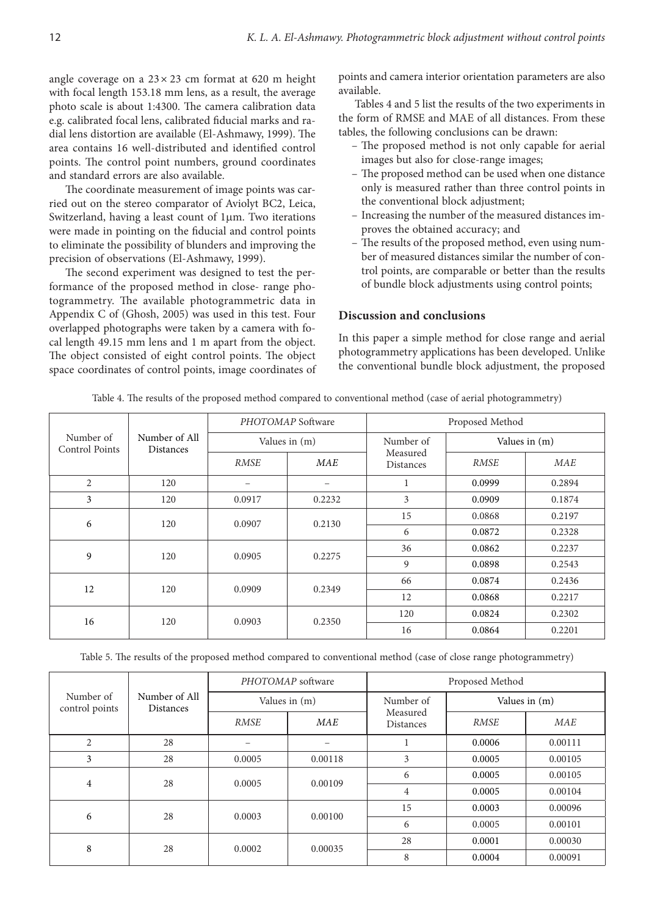angle coverage on a 23 × 23 cm format at 620 m height with focal length 153.18 mm lens, as a result, the average photo scale is about 1:4300. The camera calibration data e.g. calibrated focal lens, calibrated fiducial marks and radial lens distortion are available (El-Ashmawy, 1999). The area contains 16 well-distributed and identified control points. The control point numbers, ground coordinates and standard errors are also available.

The coordinate measurement of image points was carried out on the stereo comparator of Aviolyt BC2, Leica, Switzerland, having a least count of 1μm. Two iterations were made in pointing on the fiducial and control points to eliminate the possibility of blunders and improving the precision of observations (El-Ashmawy, 1999).

The second experiment was designed to test the performance of the proposed method in close- range photogrammetry. The available photogrammetric data in Appendix C of (Ghosh, 2005) was used in this test. Four overlapped photographs were taken by a camera with focal length 49.15 mm lens and 1 m apart from the object. The object consisted of eight control points. The object space coordinates of control points, image coordinates of points and camera interior orientation parameters are also available.

Tables 4 and 5 list the results of the two experiments in the form of RMSE and MAE of all distances. From these tables, the following conclusions can be drawn:

- The proposed method is not only capable for aerial images but also for close-range images;
- The proposed method can be used when one distance only is measured rather than three control points in the conventional block adjustment;
- Increasing the number of the measured distances improves the obtained accuracy; and
- The results of the proposed method, even using number of measured distances similar the number of control points, are comparable or better than the results of bundle block adjustments using control points;

## Discussion and conclusions

In this paper a simple method for close range and aerial photogrammetry applications has been developed. Unlike the conventional bundle block adjustment, the proposed

Table 4. The results of the proposed method compared to conventional method (case of aerial photogrammetry)

| Number of Control Points | Number of All Distances | *PHOTOMAP* Software | | Proposed Method | | |
|---|---|---|---|---|---|---|
| | | Values in (m) | | Number of Measured Distances | Values in (m) | |
| | | *RMSE* | *MAE* | | *RMSE* | *MAE* |
| 2 | 120 | – | – | 1 | 0.0999 | 0.2894 |
| 3 | 120 | 0.0917 | 0.2232 | 3 | 0.0909 | 0.1874 |
| 6 | 120 | 0.0907 | 0.2130 | 15 | 0.0868 | 0.2197 |
| | | | | 6 | 0.0872 | 0.2328 |
| 9 | 120 | 0.0905 | 0.2275 | 36 | 0.0862 | 0.2237 |
| | | | | 9 | 0.0898 | 0.2543 |
| 12 | 120 | 0.0909 | 0.2349 | 66 | 0.0874 | 0.2436 |
| | | | | 12 | 0.0868 | 0.2217 |
| 16 | 120 | 0.0903 | 0.2350 | 120 | 0.0824 | 0.2302 |
| | | | | 16 | 0.0864 | 0.2201 |

Table 5. The results of the proposed method compared to conventional method (case of close range photogrammetry)

| Number of control points | Number of All Distances | *PHOTOMAP* software | | Proposed Method | | |
|---|---|---|---|---|---|---|
| | | Values in (m) | | Number of Measured Distances | Values in (m) | |
| | | *RMSE* | *MAE* | | *RMSE* | *MAE* |
| 2 | 28 | – | – | 1 | 0.0006 | 0.00111 |
| 3 | 28 | 0.0005 | 0.00118 | 3 | 0.0005 | 0.00105 |
| 4 | 28 | 0.0005 | 0.00109 | 6 | 0.0005 | 0.00105 |
| | | | | 4 | 0.0005 | 0.00104 |
| 6 | 28 | 0.0003 | 0.00100 | 15 | 0.0003 | 0.00096 |
| | | | | 6 | 0.0005 | 0.00101 |
| 8 | 28 | 0.0002 | 0.00035 | 28 | 0.0001 | 0.00030 |
| | | | | 8 | 0.0004 | 0.00091 |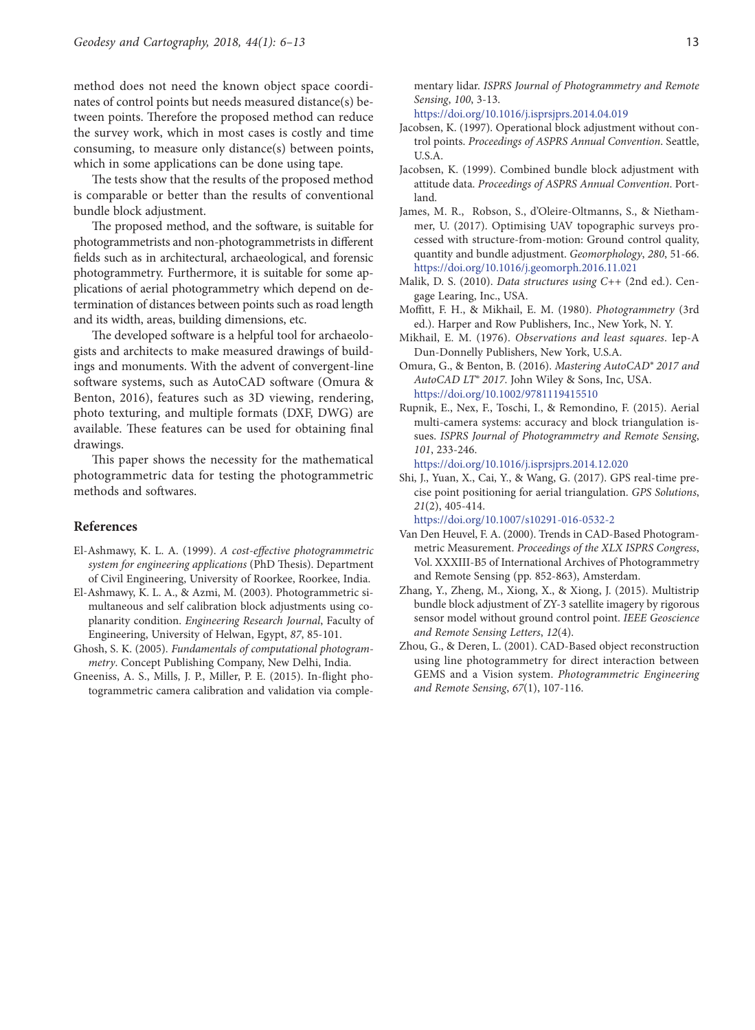method does not need the known object space coordinates of control points but needs measured distance(s) between points. Therefore the proposed method can reduce the survey work, which in most cases is costly and time consuming, to measure only distance(s) between points, which in some applications can be done using tape.

The tests show that the results of the proposed method is comparable or better than the results of conventional bundle block adjustment.

The proposed method, and the software, is suitable for photogrammetrists and non-photogrammetrists in different fields such as in architectural, archaeological, and forensic photogrammetry. Furthermore, it is suitable for some applications of aerial photogrammetry which depend on determination of distances between points such as road length and its width, areas, building dimensions, etc.

The developed software is a helpful tool for archaeologists and architects to make measured drawings of buildings and monuments. With the advent of convergent-line software systems, such as AutoCAD software (Omura & Benton, 2016), features such as 3D viewing, rendering, photo texturing, and multiple formats (DXF, DWG) are available. These features can be used for obtaining final drawings.

This paper shows the necessity for the mathematical photogrammetric data for testing the photogrammetric methods and softwares.

## References

El-Ashmawy, K. L. A. (1999). *A cost-effective photogrammetric system for engineering applications* (PhD Thesis). Department of Civil Engineering, University of Roorkee, Roorkee, India.

El-Ashmawy, K. L. A., & Azmi, M. (2003). Photogrammetric simultaneous and self calibration block adjustments using coplanarity condition. *Engineering Research Journal*, Faculty of Engineering, University of Helwan, Egypt, *87*, 85-101.

Ghosh, S. K. (2005). *Fundamentals of computational photogrammetry*. Concept Publishing Company, New Delhi, India.

Gneeniss, A. S., Mills, J. P., Miller, P. E. (2015). In-flight photogrammetric camera calibration and validation via complementary lidar. *ISPRS Journal of Photogrammetry and Remote Sensing*, *100*, 3-13. https://doi.org/10.1016/j.isprsjprs.2014.04.019

Jacobsen, K. (1997). Operational block adjustment without control points. *Proceedings of ASPRS Annual Convention*. Seattle, U.S.A.

Jacobsen, K. (1999). Combined bundle block adjustment with attitude data. *Proceedings of ASPRS Annual Convention*. Portland.

James, M. R., Robson, S., d'Oleire-Oltmanns, S., & Niethammer, U. (2017). Optimising UAV topographic surveys processed with structure-from-motion: Ground control quality, quantity and bundle adjustment. *Geomorphology*, *280*, 51-66. https://doi.org/10.1016/j.geomorph.2016.11.021

Malik, D. S. (2010). *Data structures using C++* (2nd ed.). Cengage Learing, Inc., USA.

Moffitt, F. H., & Mikhail, E. M. (1980). *Photogrammetry* (3rd ed.). Harper and Row Publishers, Inc., New York, N. Y.

Mikhail, E. M. (1976). *Observations and least squares*. Iep-A Dun-Donnelly Publishers, New York, U.S.A.

Omura, G., & Benton, B. (2016). *Mastering AutoCAD® 2017 and AutoCAD LT® 2017*. John Wiley & Sons, Inc, USA. https://doi.org/10.1002/9781119415510

Rupnik, E., Nex, F., Toschi, I., & Remondino, F. (2015). Aerial multi-camera systems: accuracy and block triangulation issues. *ISPRS Journal of Photogrammetry and Remote Sensing*, *101*, 233-246. https://doi.org/10.1016/j.isprsjprs.2014.12.020

Shi, J., Yuan, X., Cai, Y., & Wang, G. (2017). GPS real-time precise point positioning for aerial triangulation. *GPS Solutions*, *21*(2), 405-414. https://doi.org/10.1007/s10291-016-0532-2

Van Den Heuvel, F. A. (2000). Trends in CAD-Based Photogrammetric Measurement. *Proceedings of the XLX ISPRS Congress*, Vol. XXXIII-B5 of International Archives of Photogrammetry and Remote Sensing (pp. 852-863), Amsterdam.

Zhang, Y., Zheng, M., Xiong, X., & Xiong, J. (2015). Multistrip bundle block adjustment of ZY-3 satellite imagery by rigorous sensor model without ground control point. *IEEE Geoscience and Remote Sensing Letters*, *12*(4).

Zhou, G., & Deren, L. (2001). CAD-Based object reconstruction using line photogrammetry for direct interaction between GEMS and a Vision system. *Photogrammetric Engineering and Remote Sensing*, *67*(1), 107-116.